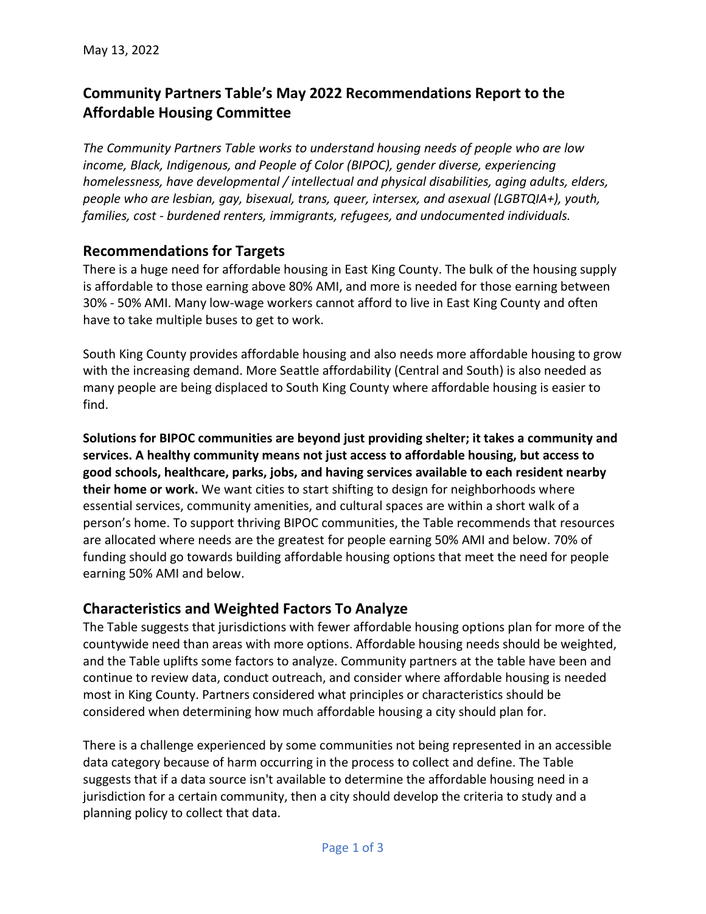May 13, 2022

# Community Partners Table's May 2022 Recommendations Report to the Affordable Housing Committee

*The Community Partners Table works to understand housing needs of people who are low income, Black, Indigenous, and People of Color (BIPOC), gender diverse, experiencing homelessness, have developmental / intellectual and physical disabilities, aging adults, elders, people who are lesbian, gay, bisexual, trans, queer, intersex, and asexual (LGBTQIA+), youth, families, cost - burdened renters, immigrants, refugees, and undocumented individuals.*

## Recommendations for Targets

There is a huge need for affordable housing in East King County. The bulk of the housing supply is affordable to those earning above 80% AMI, and more is needed for those earning between 30% - 50% AMI. Many low-wage workers cannot afford to live in East King County and often have to take multiple buses to get to work.

South King County provides affordable housing and also needs more affordable housing to grow with the increasing demand. More Seattle affordability (Central and South) is also needed as many people are being displaced to South King County where affordable housing is easier to find.

**Solutions for BIPOC communities are beyond just providing shelter; it takes a community and services. A healthy community means not just access to affordable housing, but access to good schools, healthcare, parks, jobs, and having services available to each resident nearby their home or work.** We want cities to start shifting to design for neighborhoods where essential services, community amenities, and cultural spaces are within a short walk of a person's home. To support thriving BIPOC communities, the Table recommends that resources are allocated where needs are the greatest for people earning 50% AMI and below. 70% of funding should go towards building affordable housing options that meet the need for people earning 50% AMI and below.

## Characteristics and Weighted Factors To Analyze

The Table suggests that jurisdictions with fewer affordable housing options plan for more of the countywide need than areas with more options. Affordable housing needs should be weighted, and the Table uplifts some factors to analyze. Community partners at the table have been and continue to review data, conduct outreach, and consider where affordable housing is needed most in King County. Partners considered what principles or characteristics should be considered when determining how much affordable housing a city should plan for.

There is a challenge experienced by some communities not being represented in an accessible data category because of harm occurring in the process to collect and define. The Table suggests that if a data source isn't available to determine the affordable housing need in a jurisdiction for a certain community, then a city should develop the criteria to study and a planning policy to collect that data.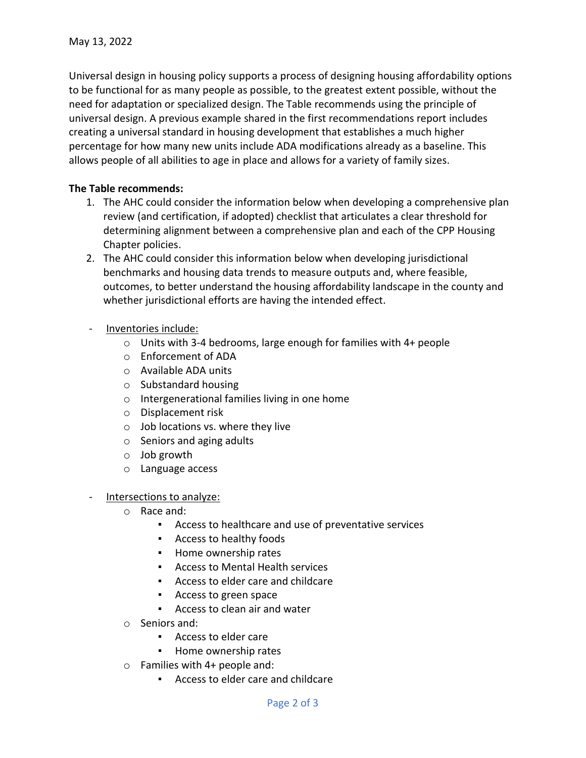May 13, 2022

Universal design in housing policy supports a process of designing housing affordability options to be functional for as many people as possible, to the greatest extent possible, without the need for adaptation or specialized design. The Table recommends using the principle of universal design. A previous example shared in the first recommendations report includes creating a universal standard in housing development that establishes a much higher percentage for how many new units include ADA modifications already as a baseline. This allows people of all abilities to age in place and allows for a variety of family sizes.

**The Table recommends:**

1. The AHC could consider the information below when developing a comprehensive plan review (and certification, if adopted) checklist that articulates a clear threshold for determining alignment between a comprehensive plan and each of the CPP Housing Chapter policies.
2. The AHC could consider this information below when developing jurisdictional benchmarks and housing data trends to measure outputs and, where feasible, outcomes, to better understand the housing affordability landscape in the county and whether jurisdictional efforts are having the intended effect.

- Inventories include:
  - Units with 3-4 bedrooms, large enough for families with 4+ people
  - Enforcement of ADA
  - Available ADA units
  - Substandard housing
  - Intergenerational families living in one home
  - Displacement risk
  - Job locations vs. where they live
  - Seniors and aging adults
  - Job growth
  - Language access

- Intersections to analyze:
  - Race and:
    - Access to healthcare and use of preventative services
    - Access to healthy foods
    - Home ownership rates
    - Access to Mental Health services
    - Access to elder care and childcare
    - Access to green space
    - Access to clean air and water
  - Seniors and:
    - Access to elder care
    - Home ownership rates
  - Families with 4+ people and:
    - Access to elder care and childcare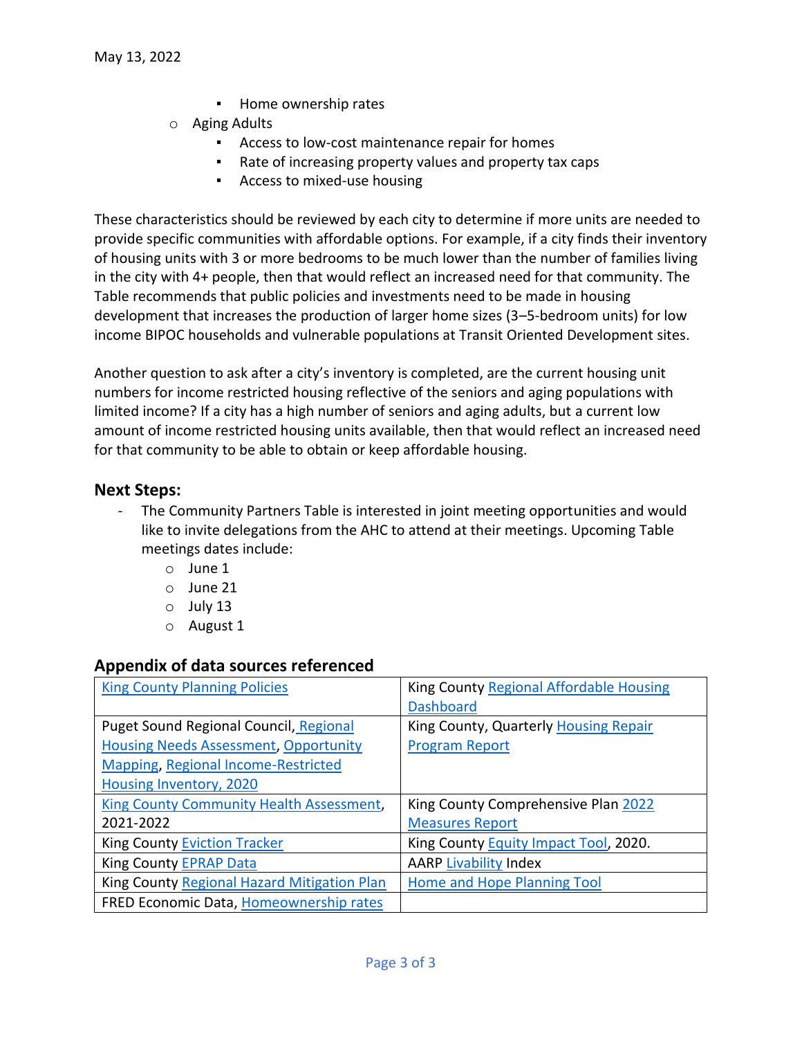May 13, 2022

        - Home ownership rates
    - Aging Adults
        - Access to low-cost maintenance repair for homes
        - Rate of increasing property values and property tax caps
        - Access to mixed-use housing

These characteristics should be reviewed by each city to determine if more units are needed to provide specific communities with affordable options. For example, if a city finds their inventory of housing units with 3 or more bedrooms to be much lower than the number of families living in the city with 4+ people, then that would reflect an increased need for that community. The Table recommends that public policies and investments need to be made in housing development that increases the production of larger home sizes (3–5-bedroom units) for low income BIPOC households and vulnerable populations at Transit Oriented Development sites.

Another question to ask after a city's inventory is completed, are the current housing unit numbers for income restricted housing reflective of the seniors and aging populations with limited income? If a city has a high number of seniors and aging adults, but a current low amount of income restricted housing units available, then that would reflect an increased need for that community to be able to obtain or keep affordable housing.

## Next Steps:

- The Community Partners Table is interested in joint meeting opportunities and would like to invite delegations from the AHC to attend at their meetings. Upcoming Table meetings dates include:
    - June 1
    - June 21
    - July 13
    - August 1

## Appendix of data sources referenced

| | |
|---|---|
| King County Planning Policies | King County Regional Affordable Housing Dashboard |
| Puget Sound Regional Council, Regional Housing Needs Assessment, Opportunity Mapping, Regional Income-Restricted Housing Inventory, 2020 | King County, Quarterly Housing Repair Program Report |
| King County Community Health Assessment, 2021-2022 | King County Comprehensive Plan 2022 Measures Report |
| King County Eviction Tracker | King County Equity Impact Tool, 2020. |
| King County EPRAP Data | AARP Livability Index |
| King County Regional Hazard Mitigation Plan | Home and Hope Planning Tool |
| FRED Economic Data, Homeownership rates | |